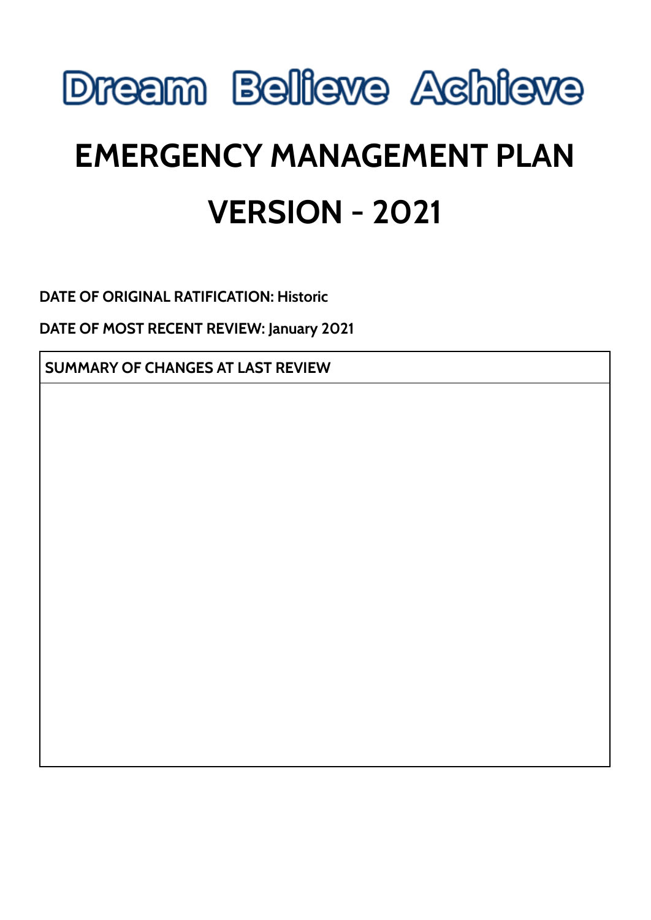# Dream Believe Achieve

# EMERGENCY MANAGEMENT PLAN

# VERSION - 2021

**DATE OF ORIGINAL RATIFICATION:** Historic

**DATE OF MOST RECENT REVIEW:** January 2021

| SUMMARY OF CHANGES AT LAST REVIEW |
| --- |
| |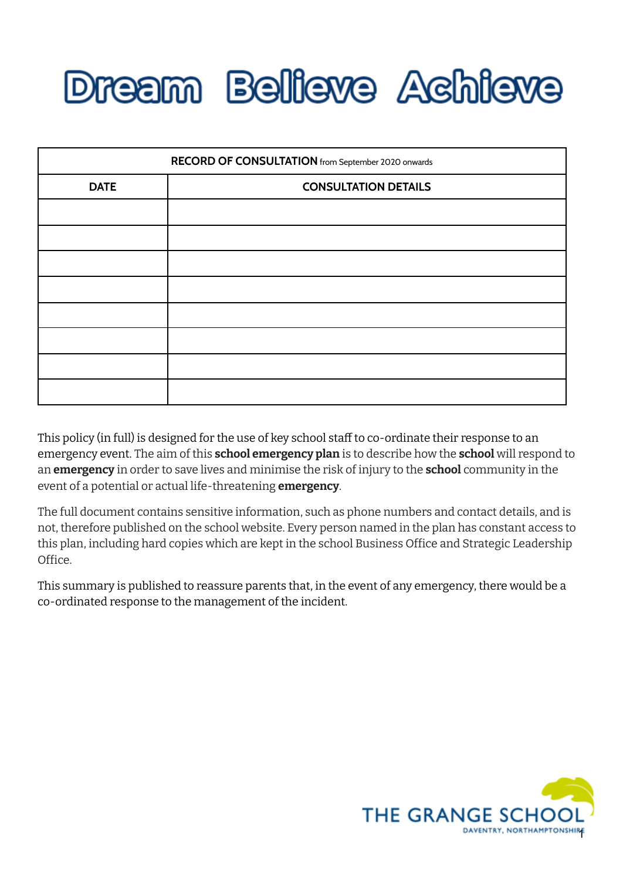# Dream Believe Achieve

| **RECORD OF CONSULTATION** from September 2020 onwards | |
|---|---|
| **DATE** | **CONSULTATION DETAILS** |
| | |
| | |
| | |
| | |
| | |
| | |
| | |
| | |

This policy (in full) is designed for the use of key school staff to co-ordinate their response to an emergency event. The aim of this **school emergency plan** is to describe how the **school** will respond to an **emergency** in order to save lives and minimise the risk of injury to the **school** community in the event of a potential or actual life-threatening **emergency**.

The full document contains sensitive information, such as phone numbers and contact details, and is not, therefore published on the school website. Every person named in the plan has constant access to this plan, including hard copies which are kept in the school Business Office and Strategic Leadership Office.

This summary is published to reassure parents that, in the event of any emergency, there would be a co-ordinated response to the management of the incident.

THE GRANGE SCHOOL
DAVENTRY, NORTHAMPTONSHIRE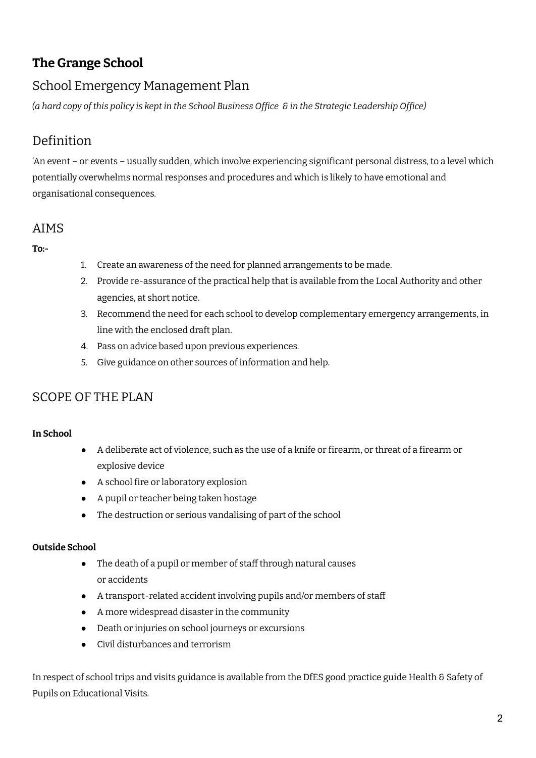## The Grange School

# School Emergency Management Plan

*(a hard copy of this policy is kept in the School Business Office & in the Strategic Leadership Office)*

# Definition

'An event – or events – usually sudden, which involve experiencing significant personal distress, to a level which potentially overwhelms normal responses and procedures and which is likely to have emotional and organisational consequences.

# AIMS

**To:-**

1. Create an awareness of the need for planned arrangements to be made.
2. Provide re-assurance of the practical help that is available from the Local Authority and other agencies, at short notice.
3. Recommend the need for each school to develop complementary emergency arrangements, in line with the enclosed draft plan.
4. Pass on advice based upon previous experiences.
5. Give guidance on other sources of information and help.

# SCOPE OF THE PLAN

**In School**

- A deliberate act of violence, such as the use of a knife or firearm, or threat of a firearm or explosive device
- A school fire or laboratory explosion
- A pupil or teacher being taken hostage
- The destruction or serious vandalising of part of the school

**Outside School**

- The death of a pupil or member of staff through natural causes or accidents
- A transport-related accident involving pupils and/or members of staff
- A more widespread disaster in the community
- Death or injuries on school journeys or excursions
- Civil disturbances and terrorism

In respect of school trips and visits guidance is available from the DfES good practice guide Health & Safety of Pupils on Educational Visits.